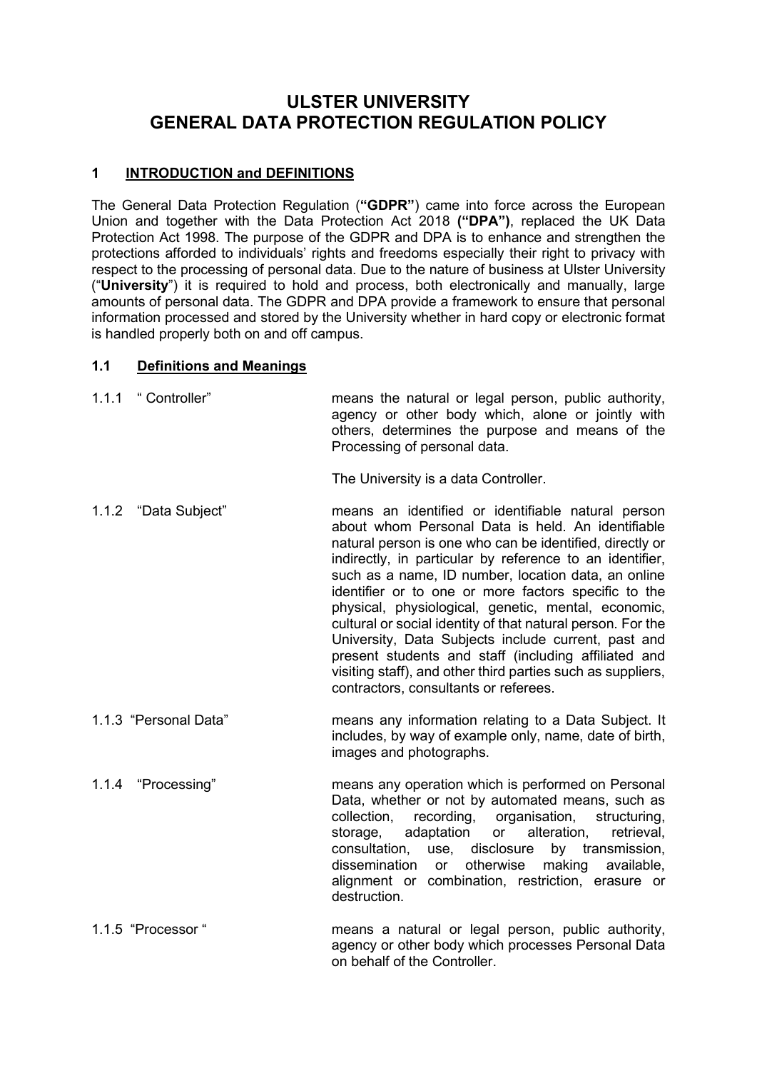# ULSTER UNIVERSITY
# GENERAL DATA PROTECTION REGULATION POLICY

## 1 INTRODUCTION and DEFINITIONS

The General Data Protection Regulation (**"GDPR"**) came into force across the European Union and together with the Data Protection Act 2018 **("DPA")**, replaced the UK Data Protection Act 1998. The purpose of the GDPR and DPA is to enhance and strengthen the protections afforded to individuals' rights and freedoms especially their right to privacy with respect to the processing of personal data. Due to the nature of business at Ulster University ("**University**") it is required to hold and process, both electronically and manually, large amounts of personal data. The GDPR and DPA provide a framework to ensure that personal information processed and stored by the University whether in hard copy or electronic format is handled properly both on and off campus.

### 1.1 Definitions and Meanings

| | |
|---|---|
| 1.1.1 " Controller" | means the natural or legal person, public authority, agency or other body which, alone or jointly with others, determines the purpose and means of the Processing of personal data.<br><br>The University is a data Controller. |
| 1.1.2 "Data Subject" | means an identified or identifiable natural person about whom Personal Data is held. An identifiable natural person is one who can be identified, directly or indirectly, in particular by reference to an identifier, such as a name, ID number, location data, an online identifier or to one or more factors specific to the physical, physiological, genetic, mental, economic, cultural or social identity of that natural person. For the University, Data Subjects include current, past and present students and staff (including affiliated and visiting staff), and other third parties such as suppliers, contractors, consultants or referees. |
| 1.1.3 "Personal Data" | means any information relating to a Data Subject. It includes, by way of example only, name, date of birth, images and photographs. |
| 1.1.4 "Processing" | means any operation which is performed on Personal Data, whether or not by automated means, such as collection, recording, organisation, structuring, storage, adaptation or alteration, retrieval, consultation, use, disclosure by transmission, dissemination or otherwise making available, alignment or combination, restriction, erasure or destruction. |
| 1.1.5 "Processor " | means a natural or legal person, public authority, agency or other body which processes Personal Data on behalf of the Controller. |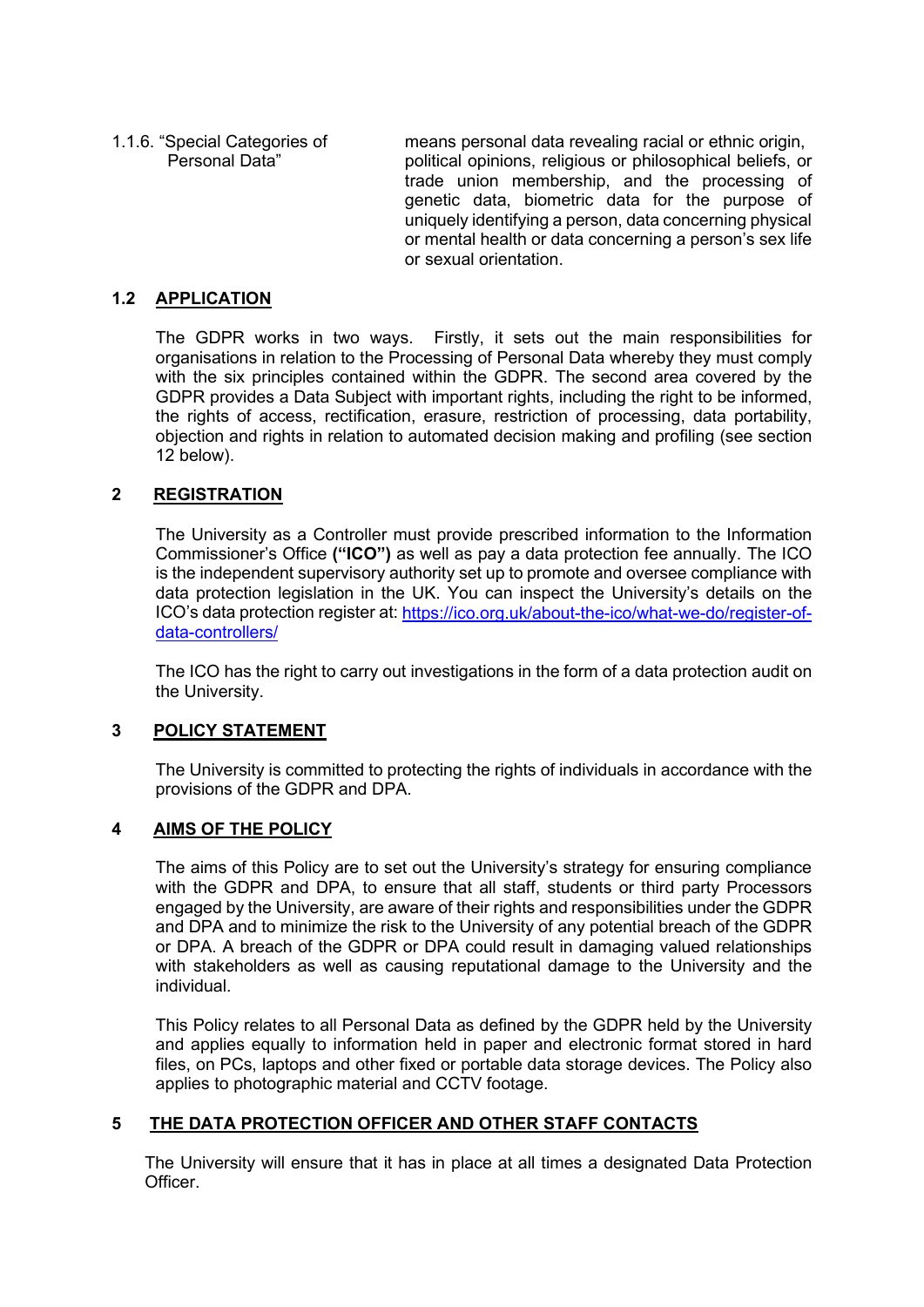1.1.6. "Special Categories of Personal Data" means personal data revealing racial or ethnic origin, political opinions, religious or philosophical beliefs, or trade union membership, and the processing of genetic data, biometric data for the purpose of uniquely identifying a person, data concerning physical or mental health or data concerning a person's sex life or sexual orientation.

## 1.2 APPLICATION

The GDPR works in two ways. Firstly, it sets out the main responsibilities for organisations in relation to the Processing of Personal Data whereby they must comply with the six principles contained within the GDPR. The second area covered by the GDPR provides a Data Subject with important rights, including the right to be informed, the rights of access, rectification, erasure, restriction of processing, data portability, objection and rights in relation to automated decision making and profiling (see section 12 below).

## 2 REGISTRATION

The University as a Controller must provide prescribed information to the Information Commissioner's Office **("ICO")** as well as pay a data protection fee annually. The ICO is the independent supervisory authority set up to promote and oversee compliance with data protection legislation in the UK. You can inspect the University's details on the ICO's data protection register at: [https://ico.org.uk/about-the-ico/what-we-do/register-of-data-controllers/](https://ico.org.uk/about-the-ico/what-we-do/register-of-data-controllers/)

The ICO has the right to carry out investigations in the form of a data protection audit on the University.

## 3 POLICY STATEMENT

The University is committed to protecting the rights of individuals in accordance with the provisions of the GDPR and DPA.

## 4 AIMS OF THE POLICY

The aims of this Policy are to set out the University's strategy for ensuring compliance with the GDPR and DPA, to ensure that all staff, students or third party Processors engaged by the University, are aware of their rights and responsibilities under the GDPR and DPA and to minimize the risk to the University of any potential breach of the GDPR or DPA. A breach of the GDPR or DPA could result in damaging valued relationships with stakeholders as well as causing reputational damage to the University and the individual.

This Policy relates to all Personal Data as defined by the GDPR held by the University and applies equally to information held in paper and electronic format stored in hard files, on PCs, laptops and other fixed or portable data storage devices. The Policy also applies to photographic material and CCTV footage.

## 5 THE DATA PROTECTION OFFICER AND OTHER STAFF CONTACTS

The University will ensure that it has in place at all times a designated Data Protection Officer.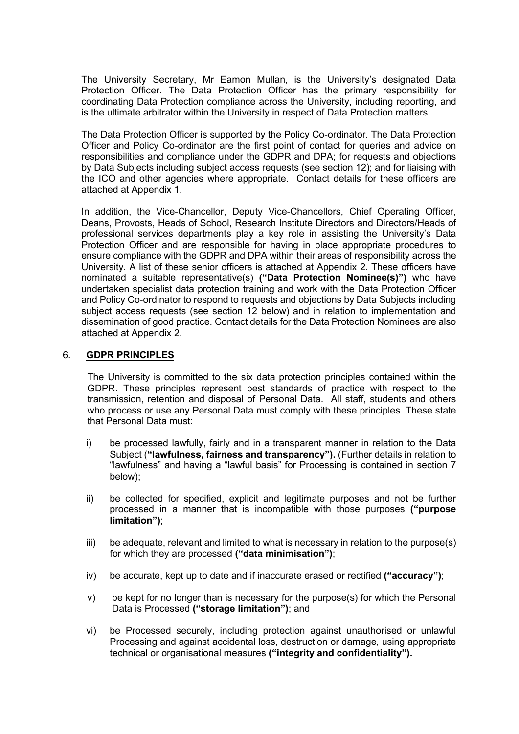The University Secretary, Mr Eamon Mullan, is the University's designated Data Protection Officer. The Data Protection Officer has the primary responsibility for coordinating Data Protection compliance across the University, including reporting, and is the ultimate arbitrator within the University in respect of Data Protection matters.

The Data Protection Officer is supported by the Policy Co-ordinator. The Data Protection Officer and Policy Co-ordinator are the first point of contact for queries and advice on responsibilities and compliance under the GDPR and DPA; for requests and objections by Data Subjects including subject access requests (see section 12); and for liaising with the ICO and other agencies where appropriate. Contact details for these officers are attached at Appendix 1.

In addition, the Vice-Chancellor, Deputy Vice-Chancellors, Chief Operating Officer, Deans, Provosts, Heads of School, Research Institute Directors and Directors/Heads of professional services departments play a key role in assisting the University's Data Protection Officer and are responsible for having in place appropriate procedures to ensure compliance with the GDPR and DPA within their areas of responsibility across the University. A list of these senior officers is attached at Appendix 2. These officers have nominated a suitable representative(s) **("Data Protection Nominee(s)")** who have undertaken specialist data protection training and work with the Data Protection Officer and Policy Co-ordinator to respond to requests and objections by Data Subjects including subject access requests (see section 12 below) and in relation to implementation and dissemination of good practice. Contact details for the Data Protection Nominees are also attached at Appendix 2.

## 6. GDPR PRINCIPLES

The University is committed to the six data protection principles contained within the GDPR. These principles represent best standards of practice with respect to the transmission, retention and disposal of Personal Data. All staff, students and others who process or use any Personal Data must comply with these principles. These state that Personal Data must:

i) be processed lawfully, fairly and in a transparent manner in relation to the Data Subject (**"lawfulness, fairness and transparency").** (Further details in relation to "lawfulness" and having a "lawful basis" for Processing is contained in section 7 below);

ii) be collected for specified, explicit and legitimate purposes and not be further processed in a manner that is incompatible with those purposes **("purpose limitation")**;

iii) be adequate, relevant and limited to what is necessary in relation to the purpose(s) for which they are processed **("data minimisation")**;

iv) be accurate, kept up to date and if inaccurate erased or rectified **("accuracy")**;

v) be kept for no longer than is necessary for the purpose(s) for which the Personal Data is Processed **("storage limitation")**; and

vi) be Processed securely, including protection against unauthorised or unlawful Processing and against accidental loss, destruction or damage, using appropriate technical or organisational measures **("integrity and confidentiality").**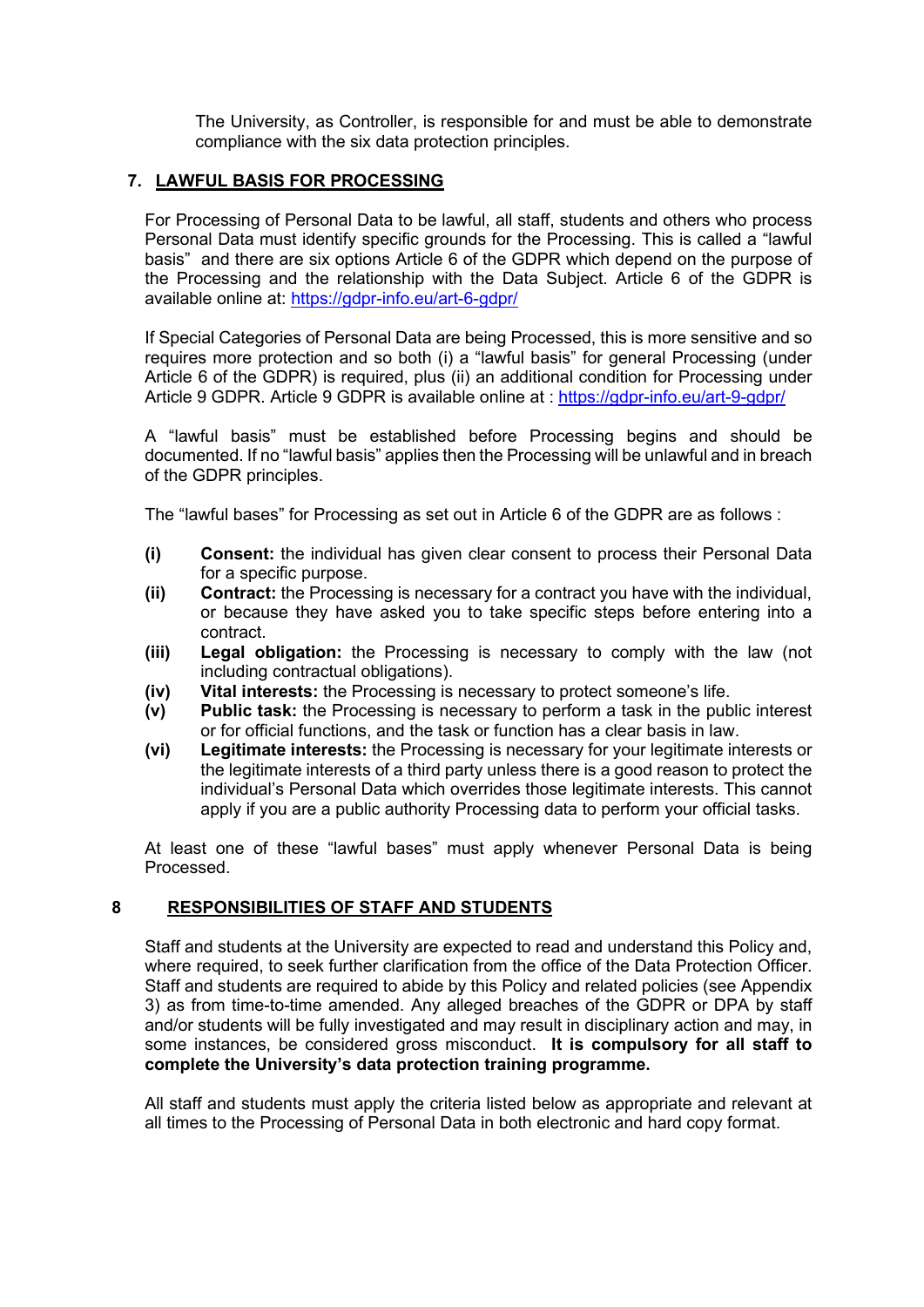The University, as Controller, is responsible for and must be able to demonstrate compliance with the six data protection principles.

## 7. LAWFUL BASIS FOR PROCESSING

For Processing of Personal Data to be lawful, all staff, students and others who process Personal Data must identify specific grounds for the Processing. This is called a "lawful basis" and there are six options Article 6 of the GDPR which depend on the purpose of the Processing and the relationship with the Data Subject. Article 6 of the GDPR is available online at: https://gdpr-info.eu/art-6-gdpr/

If Special Categories of Personal Data are being Processed, this is more sensitive and so requires more protection and so both (i) a "lawful basis" for general Processing (under Article 6 of the GDPR) is required, plus (ii) an additional condition for Processing under Article 9 GDPR. Article 9 GDPR is available online at : https://gdpr-info.eu/art-9-gdpr/

A "lawful basis" must be established before Processing begins and should be documented. If no "lawful basis" applies then the Processing will be unlawful and in breach of the GDPR principles.

The "lawful bases" for Processing as set out in Article 6 of the GDPR are as follows :

- **(i) Consent:** the individual has given clear consent to process their Personal Data for a specific purpose.
- **(ii) Contract:** the Processing is necessary for a contract you have with the individual, or because they have asked you to take specific steps before entering into a contract.
- **(iii) Legal obligation:** the Processing is necessary to comply with the law (not including contractual obligations).
- **(iv) Vital interests:** the Processing is necessary to protect someone's life.
- **(v) Public task:** the Processing is necessary to perform a task in the public interest or for official functions, and the task or function has a clear basis in law.
- **(vi) Legitimate interests:** the Processing is necessary for your legitimate interests or the legitimate interests of a third party unless there is a good reason to protect the individual's Personal Data which overrides those legitimate interests. This cannot apply if you are a public authority Processing data to perform your official tasks.

At least one of these "lawful bases" must apply whenever Personal Data is being Processed.

## 8 RESPONSIBILITIES OF STAFF AND STUDENTS

Staff and students at the University are expected to read and understand this Policy and, where required, to seek further clarification from the office of the Data Protection Officer. Staff and students are required to abide by this Policy and related policies (see Appendix 3) as from time-to-time amended. Any alleged breaches of the GDPR or DPA by staff and/or students will be fully investigated and may result in disciplinary action and may, in some instances, be considered gross misconduct. **It is compulsory for all staff to complete the University's data protection training programme.**

All staff and students must apply the criteria listed below as appropriate and relevant at all times to the Processing of Personal Data in both electronic and hard copy format.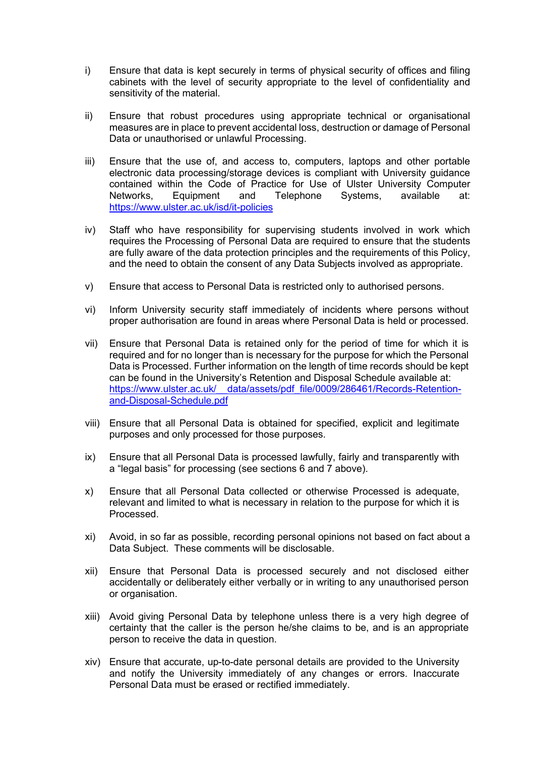i) Ensure that data is kept securely in terms of physical security of offices and filing cabinets with the level of security appropriate to the level of confidentiality and sensitivity of the material.

ii) Ensure that robust procedures using appropriate technical or organisational measures are in place to prevent accidental loss, destruction or damage of Personal Data or unauthorised or unlawful Processing.

iii) Ensure that the use of, and access to, computers, laptops and other portable electronic data processing/storage devices is compliant with University guidance contained within the Code of Practice for Use of Ulster University Computer Networks, Equipment and Telephone Systems, available at: https://www.ulster.ac.uk/isd/it-policies

iv) Staff who have responsibility for supervising students involved in work which requires the Processing of Personal Data are required to ensure that the students are fully aware of the data protection principles and the requirements of this Policy, and the need to obtain the consent of any Data Subjects involved as appropriate.

v) Ensure that access to Personal Data is restricted only to authorised persons.

vi) Inform University security staff immediately of incidents where persons without proper authorisation are found in areas where Personal Data is held or processed.

vii) Ensure that Personal Data is retained only for the period of time for which it is required and for no longer than is necessary for the purpose for which the Personal Data is Processed. Further information on the length of time records should be kept can be found in the University's Retention and Disposal Schedule available at: https://www.ulster.ac.uk/__data/assets/pdf_file/0009/286461/Records-Retention-and-Disposal-Schedule.pdf

viii) Ensure that all Personal Data is obtained for specified, explicit and legitimate purposes and only processed for those purposes.

ix) Ensure that all Personal Data is processed lawfully, fairly and transparently with a "legal basis" for processing (see sections 6 and 7 above).

x) Ensure that all Personal Data collected or otherwise Processed is adequate, relevant and limited to what is necessary in relation to the purpose for which it is Processed.

xi) Avoid, in so far as possible, recording personal opinions not based on fact about a Data Subject. These comments will be disclosable.

xii) Ensure that Personal Data is processed securely and not disclosed either accidentally or deliberately either verbally or in writing to any unauthorised person or organisation.

xiii) Avoid giving Personal Data by telephone unless there is a very high degree of certainty that the caller is the person he/she claims to be, and is an appropriate person to receive the data in question.

xiv) Ensure that accurate, up-to-date personal details are provided to the University and notify the University immediately of any changes or errors. Inaccurate Personal Data must be erased or rectified immediately.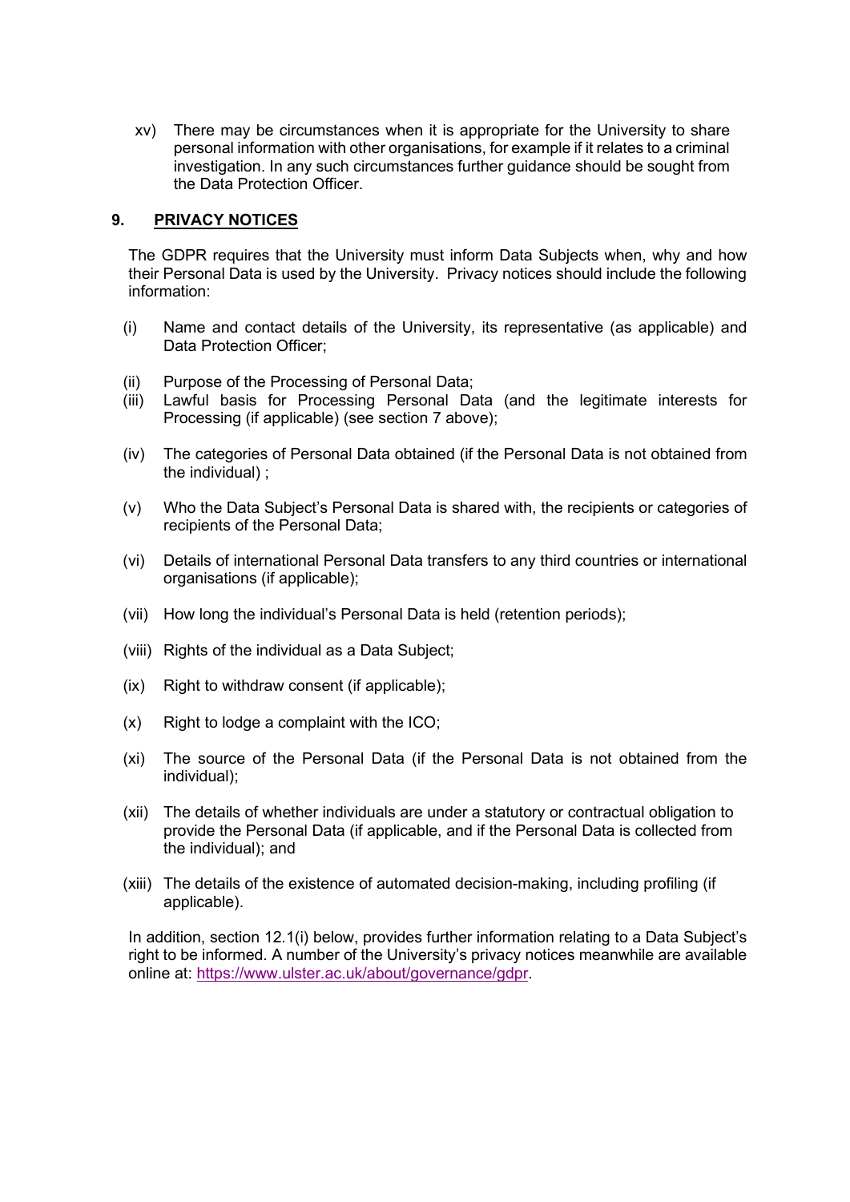xv) There may be circumstances when it is appropriate for the University to share personal information with other organisations, for example if it relates to a criminal investigation. In any such circumstances further guidance should be sought from the Data Protection Officer.

## 9. PRIVACY NOTICES

The GDPR requires that the University must inform Data Subjects when, why and how their Personal Data is used by the University. Privacy notices should include the following information:

(i) Name and contact details of the University, its representative (as applicable) and Data Protection Officer;

(ii) Purpose of the Processing of Personal Data;

(iii) Lawful basis for Processing Personal Data (and the legitimate interests for Processing (if applicable) (see section 7 above);

(iv) The categories of Personal Data obtained (if the Personal Data is not obtained from the individual) ;

(v) Who the Data Subject's Personal Data is shared with, the recipients or categories of recipients of the Personal Data;

(vi) Details of international Personal Data transfers to any third countries or international organisations (if applicable);

(vii) How long the individual's Personal Data is held (retention periods);

(viii) Rights of the individual as a Data Subject;

(ix) Right to withdraw consent (if applicable);

(x) Right to lodge a complaint with the ICO;

(xi) The source of the Personal Data (if the Personal Data is not obtained from the individual);

(xii) The details of whether individuals are under a statutory or contractual obligation to provide the Personal Data (if applicable, and if the Personal Data is collected from the individual); and

(xiii) The details of the existence of automated decision-making, including profiling (if applicable).

In addition, section 12.1(i) below, provides further information relating to a Data Subject's right to be informed. A number of the University's privacy notices meanwhile are available online at: https://www.ulster.ac.uk/about/governance/gdpr.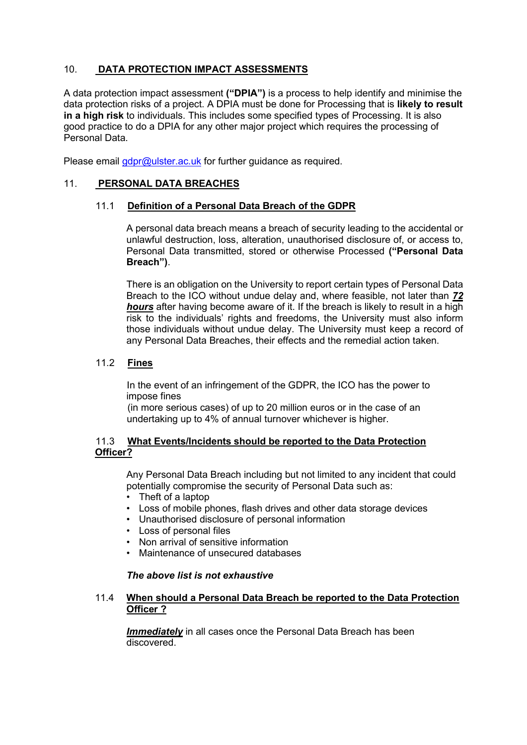## 10. DATA PROTECTION IMPACT ASSESSMENTS

A data protection impact assessment **("DPIA")** is a process to help identify and minimise the data protection risks of a project. A DPIA must be done for Processing that is **likely to result in a high risk** to individuals. This includes some specified types of Processing. It is also good practice to do a DPIA for any other major project which requires the processing of Personal Data.

Please email gdpr@ulster.ac.uk for further guidance as required.

## 11. PERSONAL DATA BREACHES

### 11.1 Definition of a Personal Data Breach of the GDPR

A personal data breach means a breach of security leading to the accidental or unlawful destruction, loss, alteration, unauthorised disclosure of, or access to, Personal Data transmitted, stored or otherwise Processed **("Personal Data Breach")**.

There is an obligation on the University to report certain types of Personal Data Breach to the ICO without undue delay and, where feasible, not later than ***72 hours*** after having become aware of it. If the breach is likely to result in a high risk to the individuals' rights and freedoms, the University must also inform those individuals without undue delay. The University must keep a record of any Personal Data Breaches, their effects and the remedial action taken.

### 11.2 Fines

In the event of an infringement of the GDPR, the ICO has the power to impose fines
(in more serious cases) of up to 20 million euros or in the case of an undertaking up to 4% of annual turnover whichever is higher.

### 11.3 What Events/Incidents should be reported to the Data Protection Officer?

Any Personal Data Breach including but not limited to any incident that could potentially compromise the security of Personal Data such as:

- Theft of a laptop
- Loss of mobile phones, flash drives and other data storage devices
- Unauthorised disclosure of personal information
- Loss of personal files
- Non arrival of sensitive information
- Maintenance of unsecured databases

***The above list is not exhaustive***

### 11.4 When should a Personal Data Breach be reported to the Data Protection Officer ?

***Immediately*** in all cases once the Personal Data Breach has been discovered.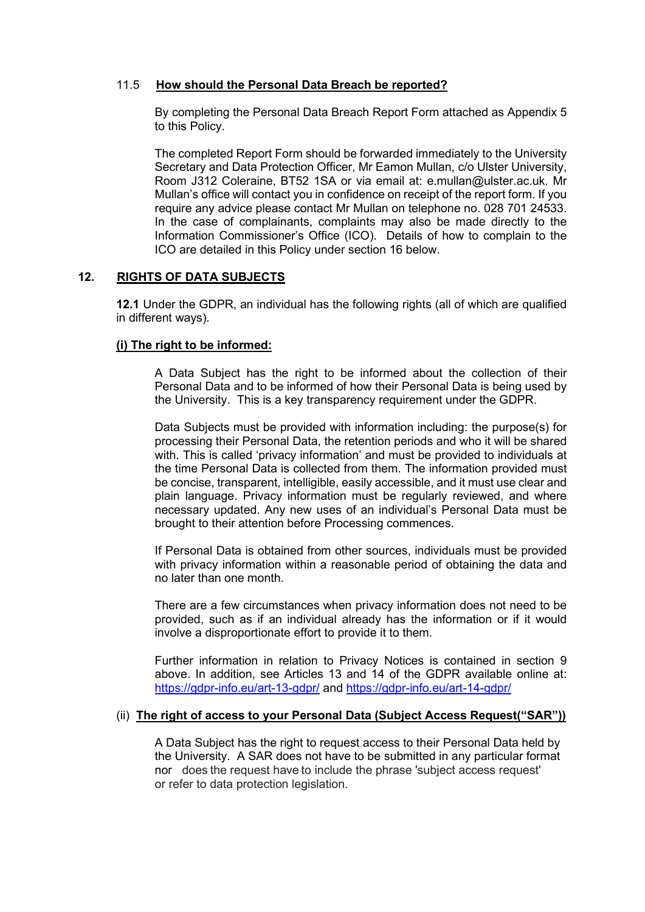### 11.5 How should the Personal Data Breach be reported?

By completing the Personal Data Breach Report Form attached as Appendix 5 to this Policy.

The completed Report Form should be forwarded immediately to the University Secretary and Data Protection Officer, Mr Eamon Mullan, c/o Ulster University, Room J312 Coleraine, BT52 1SA or via email at: e.mullan@ulster.ac.uk. Mr Mullan's office will contact you in confidence on receipt of the report form. If you require any advice please contact Mr Mullan on telephone no. 028 701 24533. In the case of complainants, complaints may also be made directly to the Information Commissioner's Office (ICO). Details of how to complain to the ICO are detailed in this Policy under section 16 below.

## 12. RIGHTS OF DATA SUBJECTS

**12.1** Under the GDPR, an individual has the following rights (all of which are qualified in different ways).

#### (i) The right to be informed:

A Data Subject has the right to be informed about the collection of their Personal Data and to be informed of how their Personal Data is being used by the University. This is a key transparency requirement under the GDPR.

Data Subjects must be provided with information including: the purpose(s) for processing their Personal Data, the retention periods and who it will be shared with. This is called 'privacy information' and must be provided to individuals at the time Personal Data is collected from them. The information provided must be concise, transparent, intelligible, easily accessible, and it must use clear and plain language. Privacy information must be regularly reviewed, and where necessary updated. Any new uses of an individual's Personal Data must be brought to their attention before Processing commences.

If Personal Data is obtained from other sources, individuals must be provided with privacy information within a reasonable period of obtaining the data and no later than one month.

There are a few circumstances when privacy information does not need to be provided, such as if an individual already has the information or if it would involve a disproportionate effort to provide it to them.

Further information in relation to Privacy Notices is contained in section 9 above. In addition, see Articles 13 and 14 of the GDPR available online at: https://gdpr-info.eu/art-13-gdpr/ and https://gdpr-info.eu/art-14-gdpr/

#### (ii) The right of access to your Personal Data (Subject Access Request("SAR"))

A Data Subject has the right to request access to their Personal Data held by the University. A SAR does not have to be submitted in any particular format nor does the request have to include the phrase 'subject access request' or refer to data protection legislation.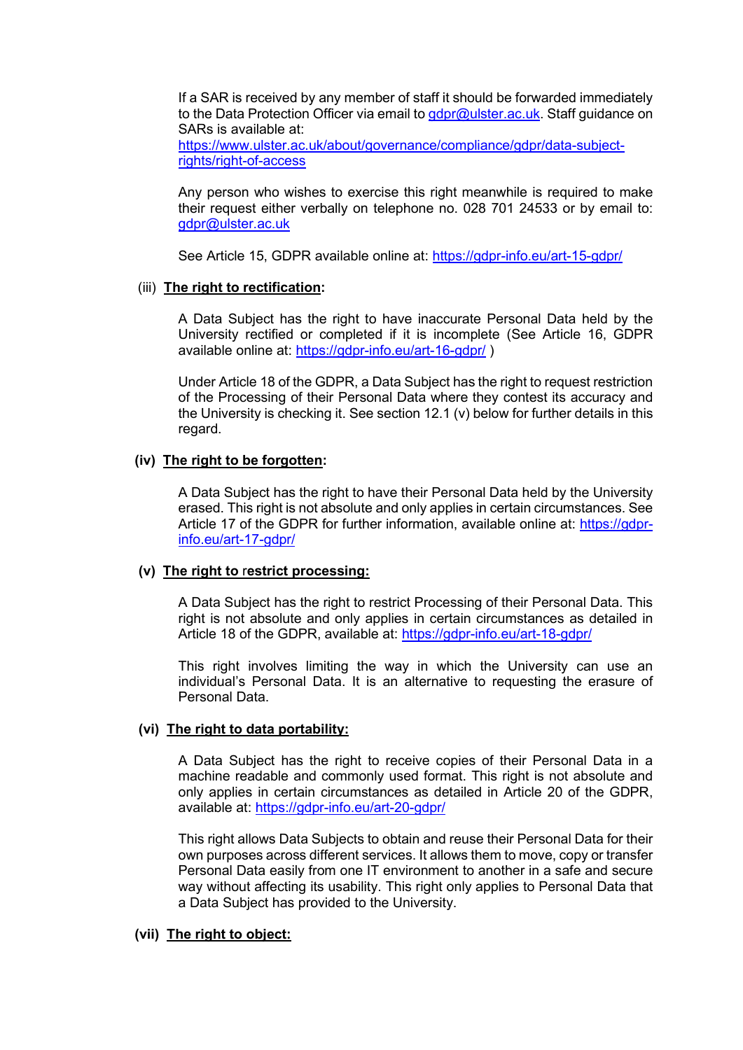If a SAR is received by any member of staff it should be forwarded immediately to the Data Protection Officer via email to gdpr@ulster.ac.uk. Staff guidance on SARs is available at: https://www.ulster.ac.uk/about/governance/compliance/gdpr/data-subject-rights/right-of-access

Any person who wishes to exercise this right meanwhile is required to make their request either verbally on telephone no. 028 701 24533 or by email to: gdpr@ulster.ac.uk

See Article 15, GDPR available online at: https://gdpr-info.eu/art-15-gdpr/

(iii) **The right to rectification:**

A Data Subject has the right to have inaccurate Personal Data held by the University rectified or completed if it is incomplete (See Article 16, GDPR available online at: https://gdpr-info.eu/art-16-gdpr/ )

Under Article 18 of the GDPR, a Data Subject has the right to request restriction of the Processing of their Personal Data where they contest its accuracy and the University is checking it. See section 12.1 (v) below for further details in this regard.

**(iv) The right to be forgotten:**

A Data Subject has the right to have their Personal Data held by the University erased. This right is not absolute and only applies in certain circumstances. See Article 17 of the GDPR for further information, available online at: https://gdpr-info.eu/art-17-gdpr/

**(v) The right to restrict processing:**

A Data Subject has the right to restrict Processing of their Personal Data. This right is not absolute and only applies in certain circumstances as detailed in Article 18 of the GDPR, available at: https://gdpr-info.eu/art-18-gdpr/

This right involves limiting the way in which the University can use an individual's Personal Data. It is an alternative to requesting the erasure of Personal Data.

**(vi) The right to data portability:**

A Data Subject has the right to receive copies of their Personal Data in a machine readable and commonly used format. This right is not absolute and only applies in certain circumstances as detailed in Article 20 of the GDPR, available at: https://gdpr-info.eu/art-20-gdpr/

This right allows Data Subjects to obtain and reuse their Personal Data for their own purposes across different services. It allows them to move, copy or transfer Personal Data easily from one IT environment to another in a safe and secure way without affecting its usability. This right only applies to Personal Data that a Data Subject has provided to the University.

**(vii) The right to object:**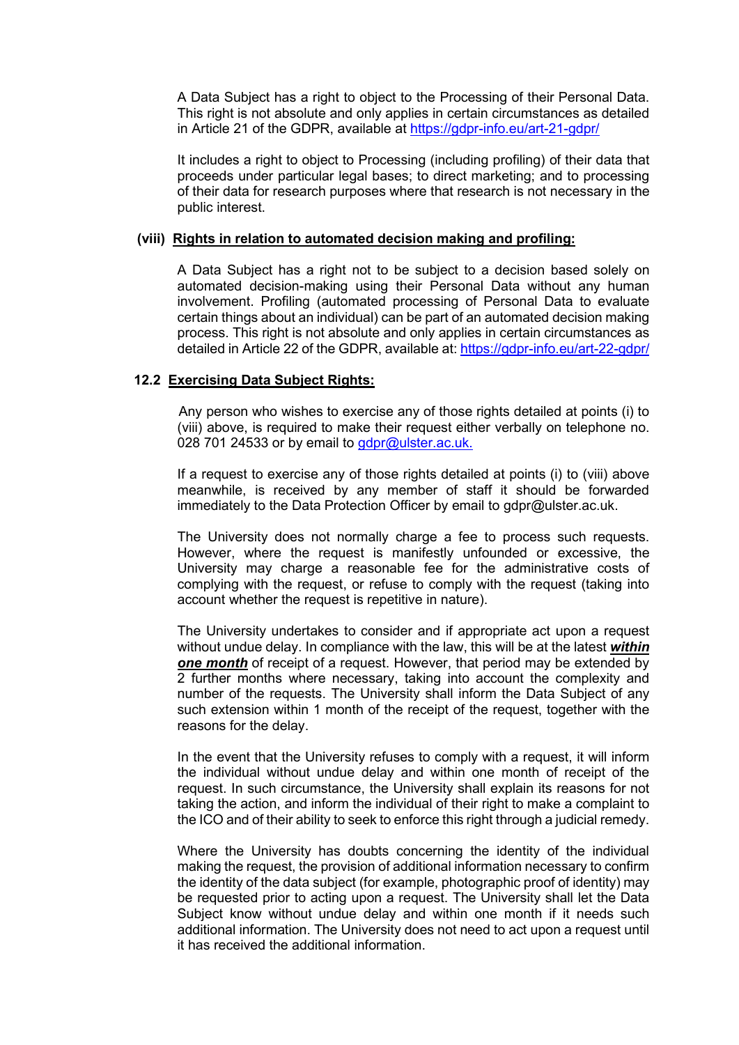A Data Subject has a right to object to the Processing of their Personal Data. This right is not absolute and only applies in certain circumstances as detailed in Article 21 of the GDPR, available at [https://gdpr-info.eu/art-21-gdpr/](https://gdpr-info.eu/art-21-gdpr/)

It includes a right to object to Processing (including profiling) of their data that proceeds under particular legal bases; to direct marketing; and to processing of their data for research purposes where that research is not necessary in the public interest.

**(viii) <u>Rights in relation to automated decision making and profiling:</u>**

A Data Subject has a right not to be subject to a decision based solely on automated decision-making using their Personal Data without any human involvement. Profiling (automated processing of Personal Data to evaluate certain things about an individual) can be part of an automated decision making process. This right is not absolute and only applies in certain circumstances as detailed in Article 22 of the GDPR, available at: [https://gdpr-info.eu/art-22-gdpr/](https://gdpr-info.eu/art-22-gdpr/)

### 12.2 <u>Exercising Data Subject Rights:</u>

Any person who wishes to exercise any of those rights detailed at points (i) to (viii) above, is required to make their request either verbally on telephone no. 028 701 24533 or by email to [gdpr@ulster.ac.uk.](mailto:gdpr@ulster.ac.uk)

If a request to exercise any of those rights detailed at points (i) to (viii) above meanwhile, is received by any member of staff it should be forwarded immediately to the Data Protection Officer by email to gdpr@ulster.ac.uk.

The University does not normally charge a fee to process such requests. However, where the request is manifestly unfounded or excessive, the University may charge a reasonable fee for the administrative costs of complying with the request, or refuse to comply with the request (taking into account whether the request is repetitive in nature).

The University undertakes to consider and if appropriate act upon a request without undue delay. In compliance with the law, this will be at the latest ***<u>within one month</u>*** of receipt of a request. However, that period may be extended by 2 further months where necessary, taking into account the complexity and number of the requests. The University shall inform the Data Subject of any such extension within 1 month of the receipt of the request, together with the reasons for the delay.

In the event that the University refuses to comply with a request, it will inform the individual without undue delay and within one month of receipt of the request. In such circumstance, the University shall explain its reasons for not taking the action, and inform the individual of their right to make a complaint to the ICO and of their ability to seek to enforce this right through a judicial remedy.

Where the University has doubts concerning the identity of the individual making the request, the provision of additional information necessary to confirm the identity of the data subject (for example, photographic proof of identity) may be requested prior to acting upon a request. The University shall let the Data Subject know without undue delay and within one month if it needs such additional information. The University does not need to act upon a request until it has received the additional information.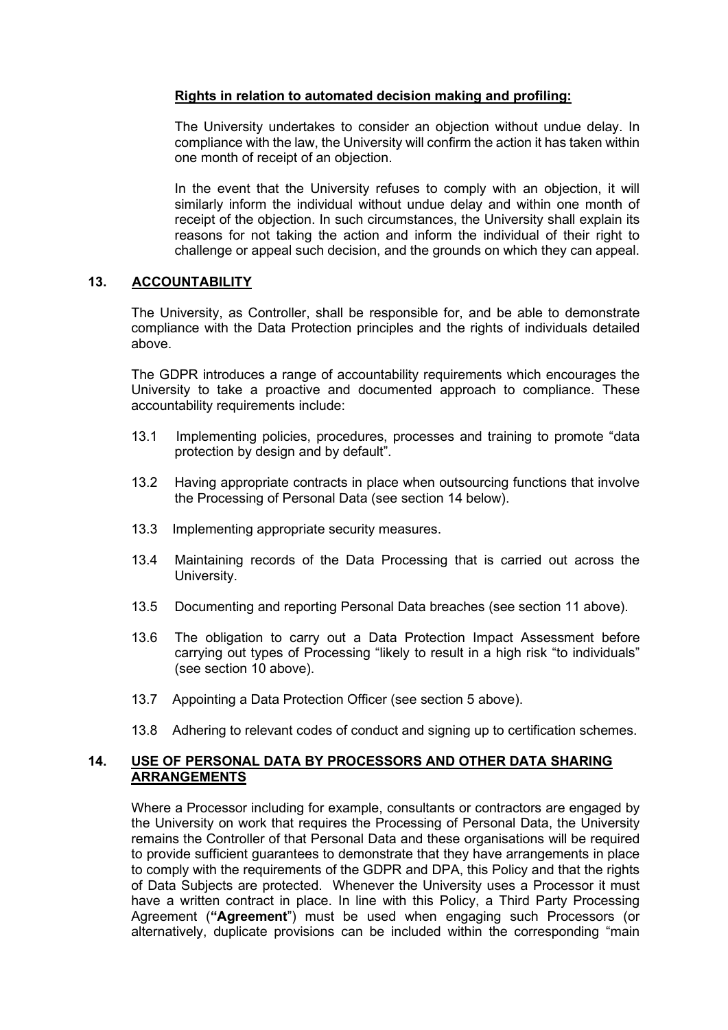**Rights in relation to automated decision making and profiling:**

The University undertakes to consider an objection without undue delay. In compliance with the law, the University will confirm the action it has taken within one month of receipt of an objection.

In the event that the University refuses to comply with an objection, it will similarly inform the individual without undue delay and within one month of receipt of the objection. In such circumstances, the University shall explain its reasons for not taking the action and inform the individual of their right to challenge or appeal such decision, and the grounds on which they can appeal.

## 13. ACCOUNTABILITY

The University, as Controller, shall be responsible for, and be able to demonstrate compliance with the Data Protection principles and the rights of individuals detailed above.

The GDPR introduces a range of accountability requirements which encourages the University to take a proactive and documented approach to compliance. These accountability requirements include:

13.1 Implementing policies, procedures, processes and training to promote "data protection by design and by default".

13.2 Having appropriate contracts in place when outsourcing functions that involve the Processing of Personal Data (see section 14 below).

13.3 Implementing appropriate security measures.

13.4 Maintaining records of the Data Processing that is carried out across the University.

13.5 Documenting and reporting Personal Data breaches (see section 11 above).

13.6 The obligation to carry out a Data Protection Impact Assessment before carrying out types of Processing "likely to result in a high risk "to individuals" (see section 10 above).

13.7 Appointing a Data Protection Officer (see section 5 above).

13.8 Adhering to relevant codes of conduct and signing up to certification schemes.

## 14. USE OF PERSONAL DATA BY PROCESSORS AND OTHER DATA SHARING ARRANGEMENTS

Where a Processor including for example, consultants or contractors are engaged by the University on work that requires the Processing of Personal Data, the University remains the Controller of that Personal Data and these organisations will be required to provide sufficient guarantees to demonstrate that they have arrangements in place to comply with the requirements of the GDPR and DPA, this Policy and that the rights of Data Subjects are protected. Whenever the University uses a Processor it must have a written contract in place. In line with this Policy, a Third Party Processing Agreement (**"Agreement**") must be used when engaging such Processors (or alternatively, duplicate provisions can be included within the corresponding "main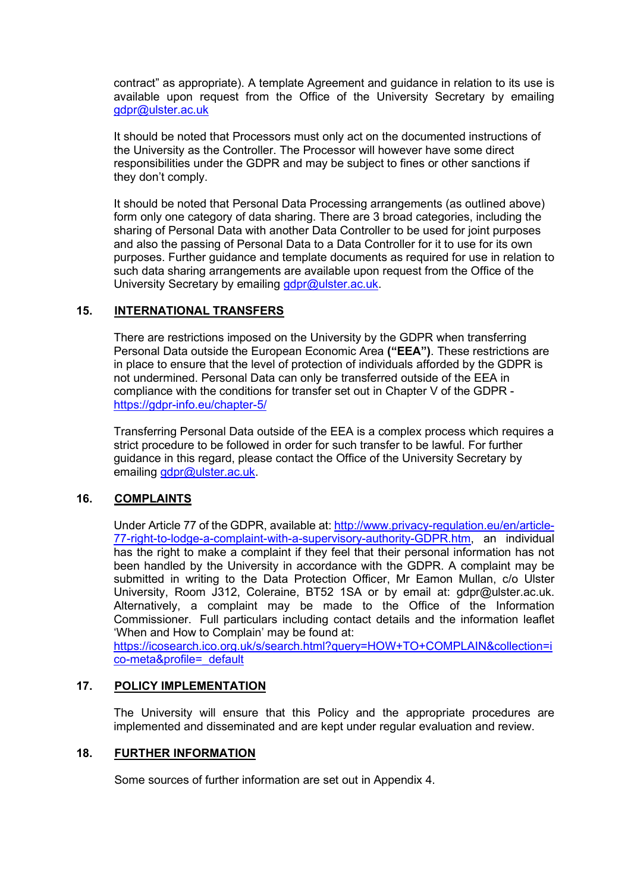contract" as appropriate). A template Agreement and guidance in relation to its use is available upon request from the Office of the University Secretary by emailing gdpr@ulster.ac.uk

It should be noted that Processors must only act on the documented instructions of the University as the Controller. The Processor will however have some direct responsibilities under the GDPR and may be subject to fines or other sanctions if they don't comply.

It should be noted that Personal Data Processing arrangements (as outlined above) form only one category of data sharing. There are 3 broad categories, including the sharing of Personal Data with another Data Controller to be used for joint purposes and also the passing of Personal Data to a Data Controller for it to use for its own purposes. Further guidance and template documents as required for use in relation to such data sharing arrangements are available upon request from the Office of the University Secretary by emailing gdpr@ulster.ac.uk.

## 15. INTERNATIONAL TRANSFERS

There are restrictions imposed on the University by the GDPR when transferring Personal Data outside the European Economic Area **("EEA")**. These restrictions are in place to ensure that the level of protection of individuals afforded by the GDPR is not undermined. Personal Data can only be transferred outside of the EEA in compliance with the conditions for transfer set out in Chapter V of the GDPR - https://gdpr-info.eu/chapter-5/

Transferring Personal Data outside of the EEA is a complex process which requires a strict procedure to be followed in order for such transfer to be lawful. For further guidance in this regard, please contact the Office of the University Secretary by emailing gdpr@ulster.ac.uk.

## 16. COMPLAINTS

Under Article 77 of the GDPR, available at: http://www.privacy-regulation.eu/en/article-77-right-to-lodge-a-complaint-with-a-supervisory-authority-GDPR.htm, an individual has the right to make a complaint if they feel that their personal information has not been handled by the University in accordance with the GDPR. A complaint may be submitted in writing to the Data Protection Officer, Mr Eamon Mullan, c/o Ulster University, Room J312, Coleraine, BT52 1SA or by email at: gdpr@ulster.ac.uk. Alternatively, a complaint may be made to the Office of the Information Commissioner. Full particulars including contact details and the information leaflet 'When and How to Complain' may be found at:
https://icosearch.ico.org.uk/s/search.html?query=HOW+TO+COMPLAIN&collection=ico-meta&profile=_default

## 17. POLICY IMPLEMENTATION

The University will ensure that this Policy and the appropriate procedures are implemented and disseminated and are kept under regular evaluation and review.

## 18. FURTHER INFORMATION

Some sources of further information are set out in Appendix 4.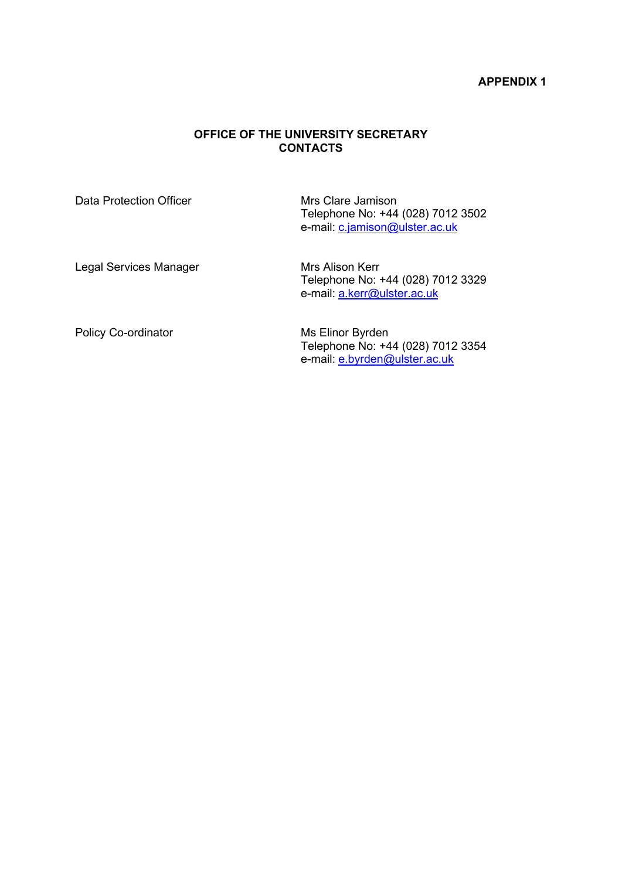**APPENDIX 1**

## OFFICE OF THE UNIVERSITY SECRETARY CONTACTS

| | |
|---|---|
| Data Protection Officer | Mrs Clare Jamison<br>Telephone No: +44 (028) 7012 3502<br>e-mail: c.jamison@ulster.ac.uk |
| Legal Services Manager | Mrs Alison Kerr<br>Telephone No: +44 (028) 7012 3329<br>e-mail: a.kerr@ulster.ac.uk |
| Policy Co-ordinator | Ms Elinor Byrden<br>Telephone No: +44 (028) 7012 3354<br>e-mail: e.byrden@ulster.ac.uk |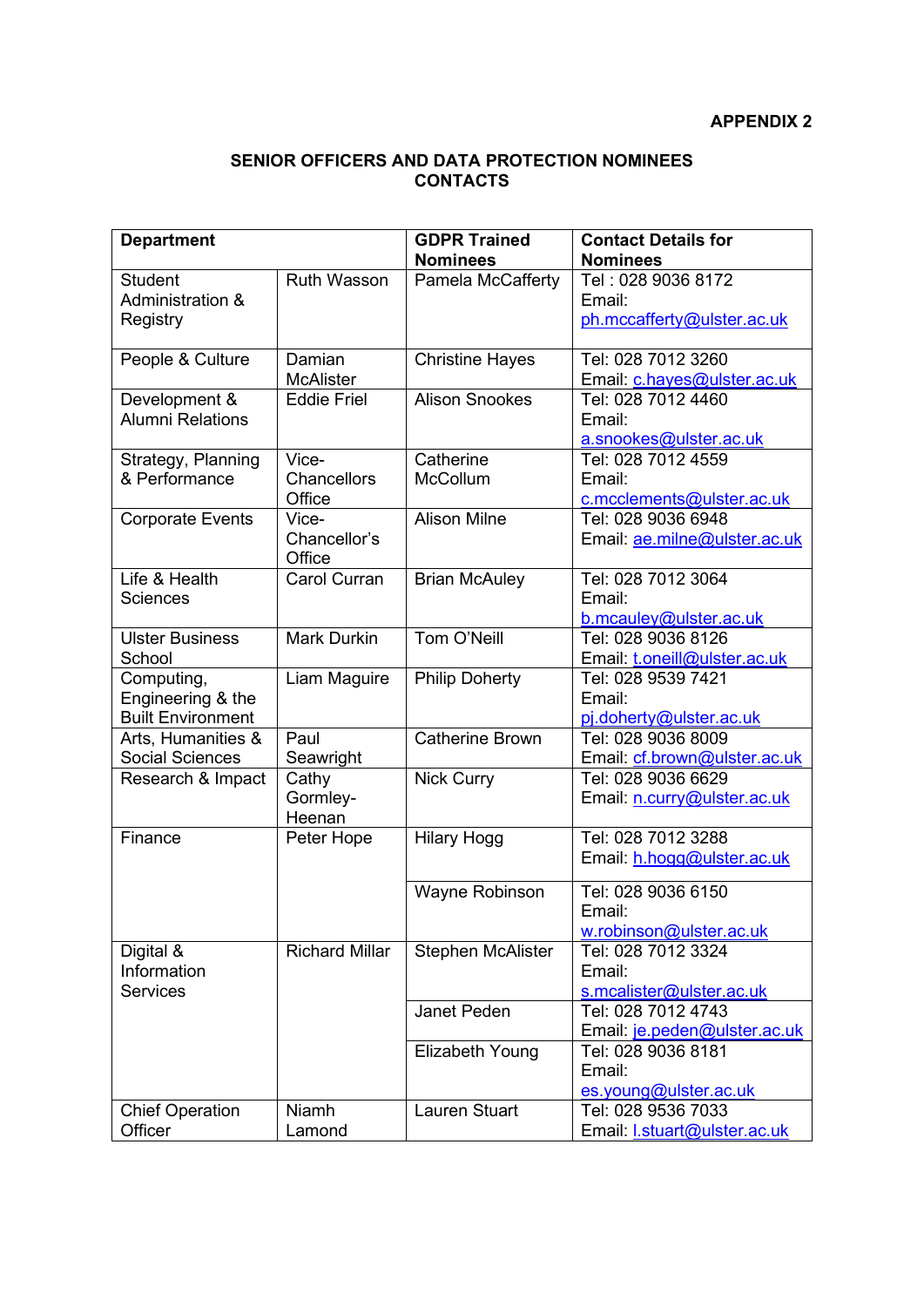**APPENDIX 2**

**SENIOR OFFICERS AND DATA PROTECTION NOMINEES CONTACTS**

| **Department** | | **GDPR Trained Nominees** | **Contact Details for Nominees** |
|---|---|---|---|
| Student Administration & Registry | Ruth Wasson | Pamela McCafferty | Tel : 028 9036 8172 Email: ph.mccafferty@ulster.ac.uk |
| People & Culture | Damian McAlister | Christine Hayes | Tel: 028 7012 3260 Email: c.hayes@ulster.ac.uk |
| Development & Alumni Relations | Eddie Friel | Alison Snookes | Tel: 028 7012 4460 Email: a.snookes@ulster.ac.uk |
| Strategy, Planning & Performance | Vice-Chancellors Office | Catherine McCollum | Tel: 028 7012 4559 Email: c.mcclements@ulster.ac.uk |
| Corporate Events | Vice-Chancellor's Office | Alison Milne | Tel: 028 9036 6948 Email: ae.milne@ulster.ac.uk |
| Life & Health Sciences | Carol Curran | Brian McAuley | Tel: 028 7012 3064 Email: b.mcauley@ulster.ac.uk |
| Ulster Business School | Mark Durkin | Tom O'Neill | Tel: 028 9036 8126 Email: t.oneill@ulster.ac.uk |
| Computing, Engineering & the Built Environment | Liam Maguire | Philip Doherty | Tel: 028 9539 7421 Email: pj.doherty@ulster.ac.uk |
| Arts, Humanities & Social Sciences | Paul Seawright | Catherine Brown | Tel: 028 9036 8009 Email: cf.brown@ulster.ac.uk |
| Research & Impact | Cathy Gormley-Heenan | Nick Curry | Tel: 028 9036 6629 Email: n.curry@ulster.ac.uk |
| Finance | Peter Hope | Hilary Hogg | Tel: 028 7012 3288 Email: h.hogg@ulster.ac.uk |
| | | Wayne Robinson | Tel: 028 9036 6150 Email: w.robinson@ulster.ac.uk |
| Digital & Information Services | Richard Millar | Stephen McAlister | Tel: 028 7012 3324 Email: s.mcalister@ulster.ac.uk |
| | | Janet Peden | Tel: 028 7012 4743 Email: je.peden@ulster.ac.uk |
| | | Elizabeth Young | Tel: 028 9036 8181 Email: es.young@ulster.ac.uk |
| Chief Operation Officer | Niamh Lamond | Lauren Stuart | Tel: 028 9536 7033 Email: l.stuart@ulster.ac.uk |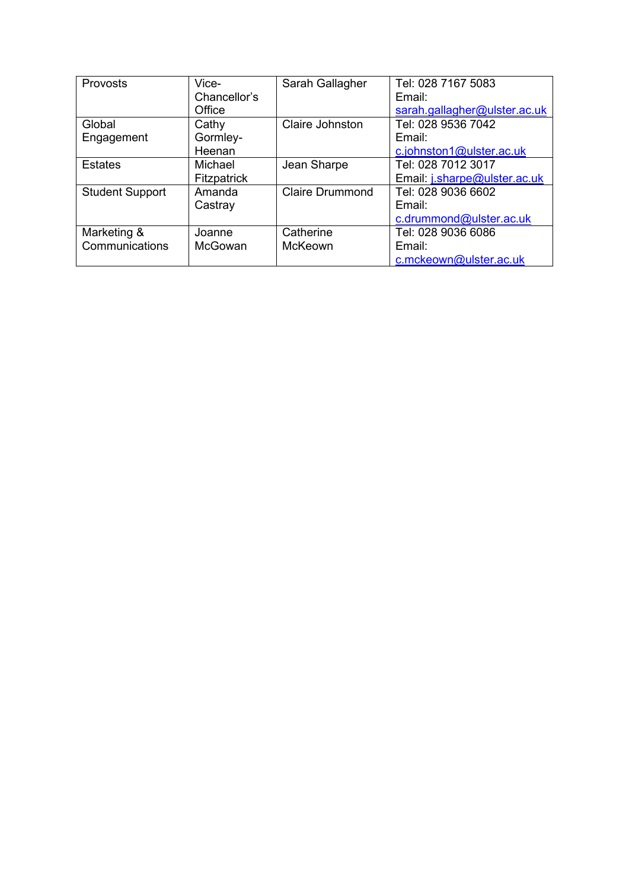| Provosts | Vice-Chancellor's Office | Sarah Gallagher | Tel: 028 7167 5083 Email: sarah.gallagher@ulster.ac.uk |
|---|---|---|---|
| Global Engagement | Cathy Gormley-Heenan | Claire Johnston | Tel: 028 9536 7042 Email: c.johnston1@ulster.ac.uk |
| Estates | Michael Fitzpatrick | Jean Sharpe | Tel: 028 7012 3017 Email: j.sharpe@ulster.ac.uk |
| Student Support | Amanda Castray | Claire Drummond | Tel: 028 9036 6602 Email: c.drummond@ulster.ac.uk |
| Marketing & Communications | Joanne McGowan | Catherine McKeown | Tel: 028 9036 6086 Email: c.mckeown@ulster.ac.uk |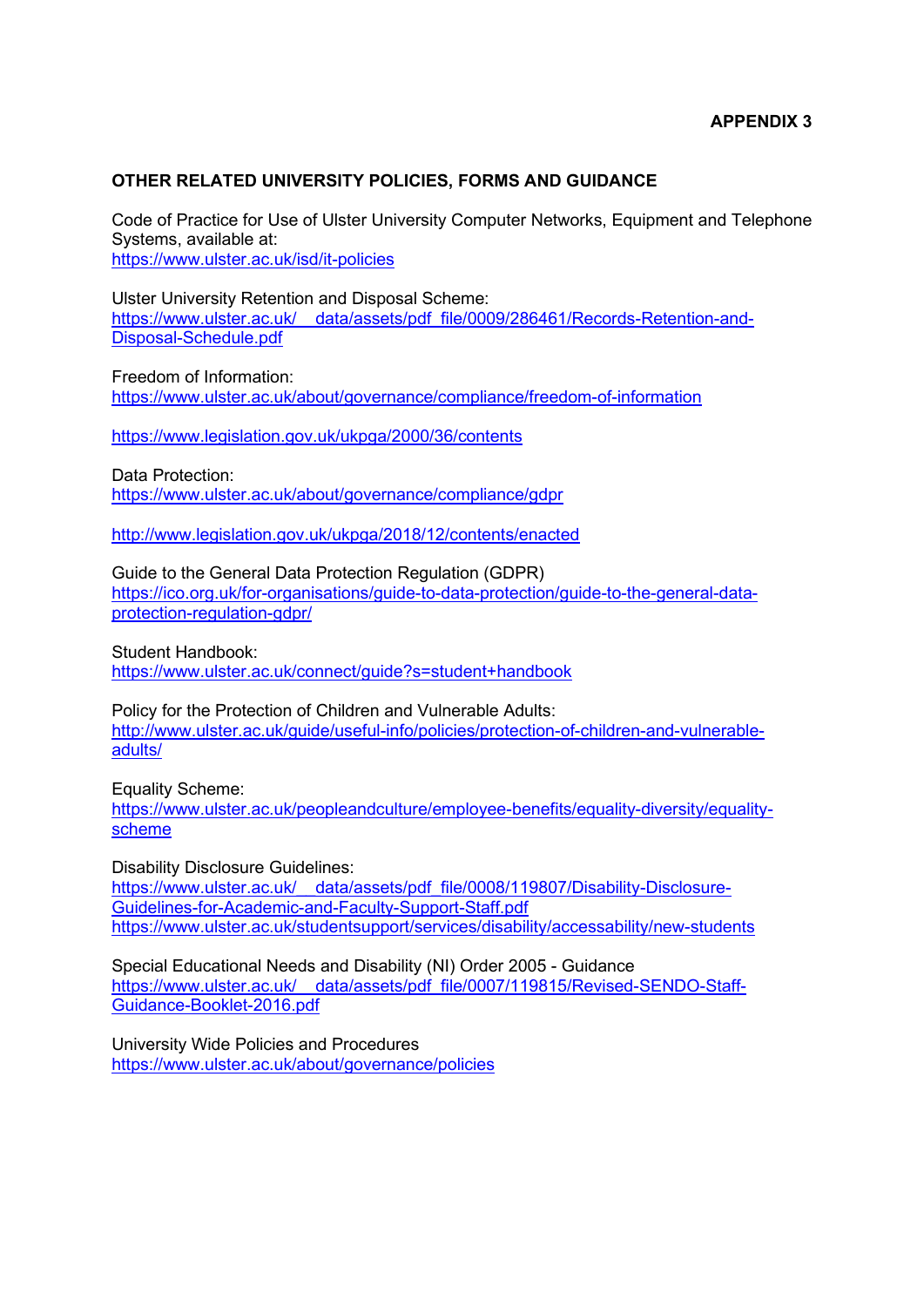**APPENDIX 3**

## OTHER RELATED UNIVERSITY POLICIES, FORMS AND GUIDANCE

Code of Practice for Use of Ulster University Computer Networks, Equipment and Telephone Systems, available at:
https://www.ulster.ac.uk/isd/it-policies

Ulster University Retention and Disposal Scheme:
https://www.ulster.ac.uk/__data/assets/pdf_file/0009/286461/Records-Retention-and-Disposal-Schedule.pdf

Freedom of Information:
https://www.ulster.ac.uk/about/governance/compliance/freedom-of-information

https://www.legislation.gov.uk/ukpga/2000/36/contents

Data Protection:
https://www.ulster.ac.uk/about/governance/compliance/gdpr

http://www.legislation.gov.uk/ukpga/2018/12/contents/enacted

Guide to the General Data Protection Regulation (GDPR)
https://ico.org.uk/for-organisations/guide-to-data-protection/guide-to-the-general-data-protection-regulation-gdpr/

Student Handbook:
https://www.ulster.ac.uk/connect/guide?s=student+handbook

Policy for the Protection of Children and Vulnerable Adults:
http://www.ulster.ac.uk/guide/useful-info/policies/protection-of-children-and-vulnerable-adults/

Equality Scheme:
https://www.ulster.ac.uk/peopleandculture/employee-benefits/equality-diversity/equality-scheme

Disability Disclosure Guidelines:
https://www.ulster.ac.uk/__data/assets/pdf_file/0008/119807/Disability-Disclosure-Guidelines-for-Academic-and-Faculty-Support-Staff.pdf
https://www.ulster.ac.uk/studentsupport/services/disability/accessability/new-students

Special Educational Needs and Disability (NI) Order 2005 - Guidance
https://www.ulster.ac.uk/__data/assets/pdf_file/0007/119815/Revised-SENDO-Staff-Guidance-Booklet-2016.pdf

University Wide Policies and Procedures
https://www.ulster.ac.uk/about/governance/policies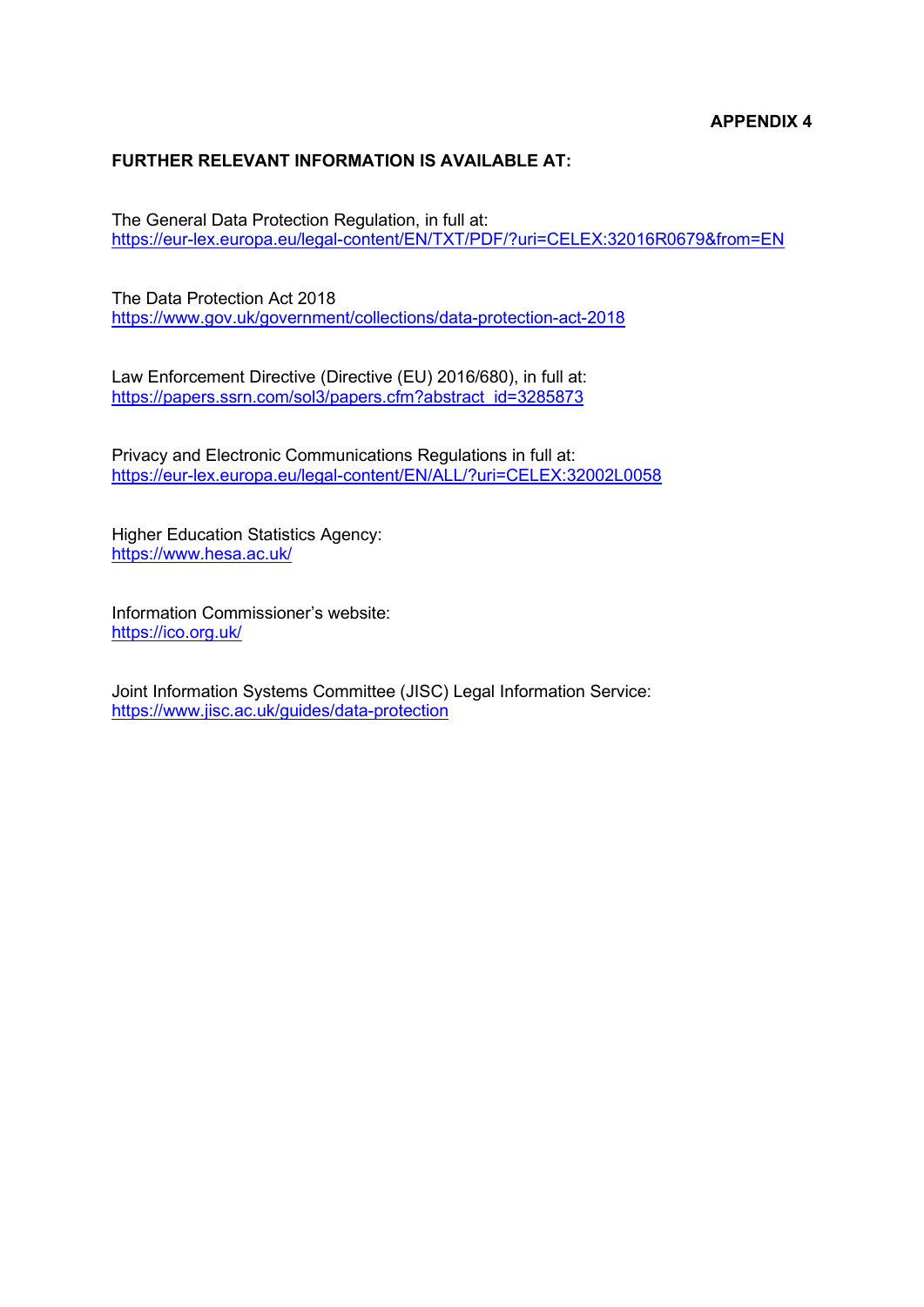**APPENDIX 4**

**FURTHER RELEVANT INFORMATION IS AVAILABLE AT:**

The General Data Protection Regulation, in full at:
https://eur-lex.europa.eu/legal-content/EN/TXT/PDF/?uri=CELEX:32016R0679&from=EN

The Data Protection Act 2018
https://www.gov.uk/government/collections/data-protection-act-2018

Law Enforcement Directive (Directive (EU) 2016/680), in full at:
https://papers.ssrn.com/sol3/papers.cfm?abstract_id=3285873

Privacy and Electronic Communications Regulations in full at:
https://eur-lex.europa.eu/legal-content/EN/ALL/?uri=CELEX:32002L0058

Higher Education Statistics Agency:
https://www.hesa.ac.uk/

Information Commissioner's website:
https://ico.org.uk/

Joint Information Systems Committee (JISC) Legal Information Service:
https://www.jisc.ac.uk/guides/data-protection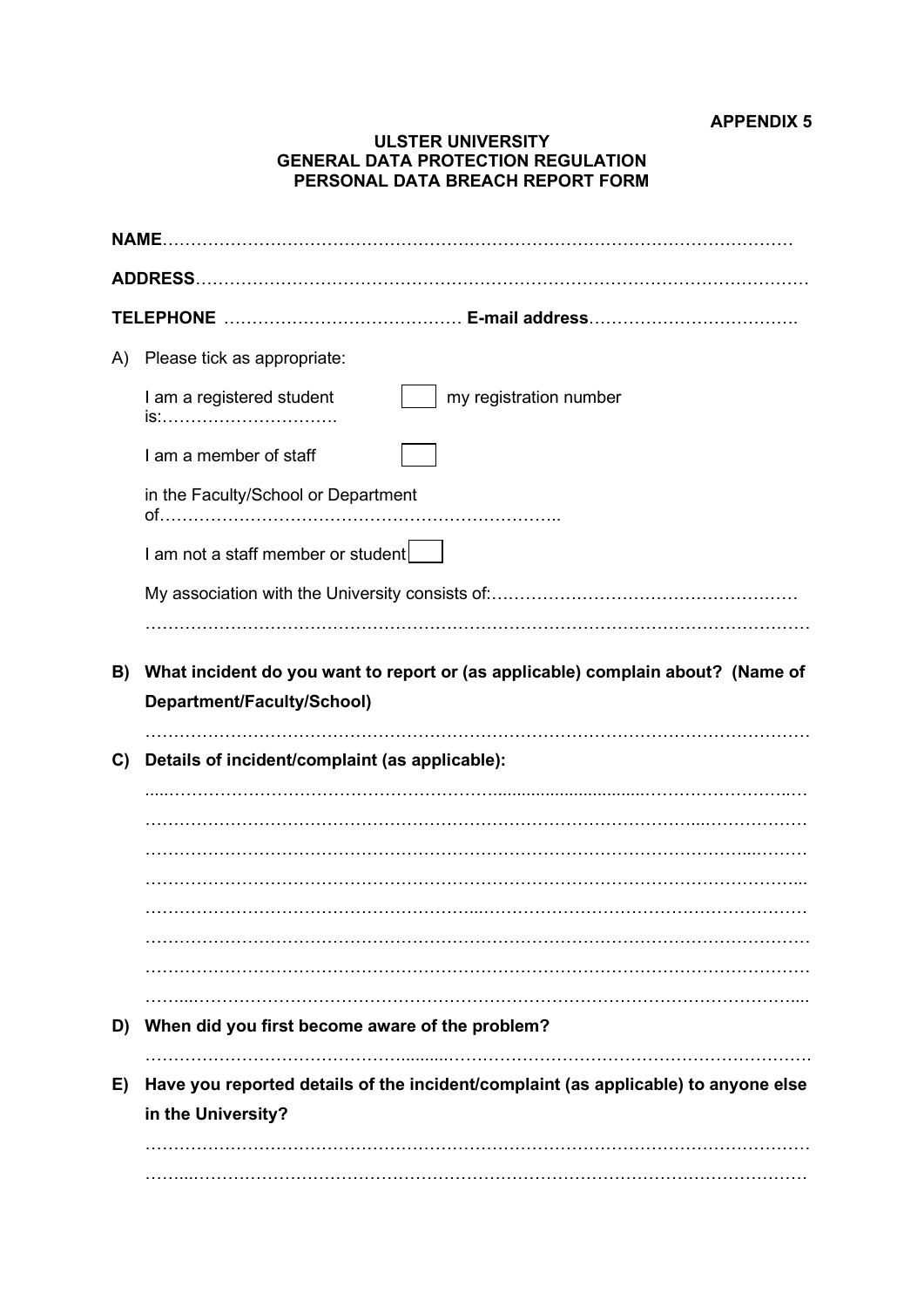**APPENDIX 5**

**ULSTER UNIVERSITY**
**GENERAL DATA PROTECTION REGULATION**
**PERSONAL DATA BREACH REPORT FORM**

**NAME**…………………………………………………………………………………………………

**ADDRESS**……………………………………………………………………………………………

**TELEPHONE** …………………………………… **E-mail address**……………………………….

A) Please tick as appropriate:

I am a registered student ☐ my registration number is:………………………….

I am a member of staff ☐

in the Faculty/School or Department of……………………………………………………………..

I am not a staff member or student ☐

My association with the University consists of:……………………………………………… ………………………………………………………………………………………………………

**B) What incident do you want to report or (as applicable) complain about? (Name of Department/Faculty/School)**

………………………………………………………………………………………………………

**C) Details of incident/complaint (as applicable):**

………………………………………………………………………………………………………
………………………………………………………………………………………………………
………………………………………………………………………………………………………
………………………………………………………………………………………………………
………………………………………………………………………………………………………
………………………………………………………………………………………………………
………………………………………………………………………………………………………
………………………………………………………………………………………………………

**D) When did you first become aware of the problem?**

………………………………………………………………………………………………………

**E) Have you reported details of the incident/complaint (as applicable) to anyone else in the University?**

………………………………………………………………………………………………………
………………………………………………………………………………………………………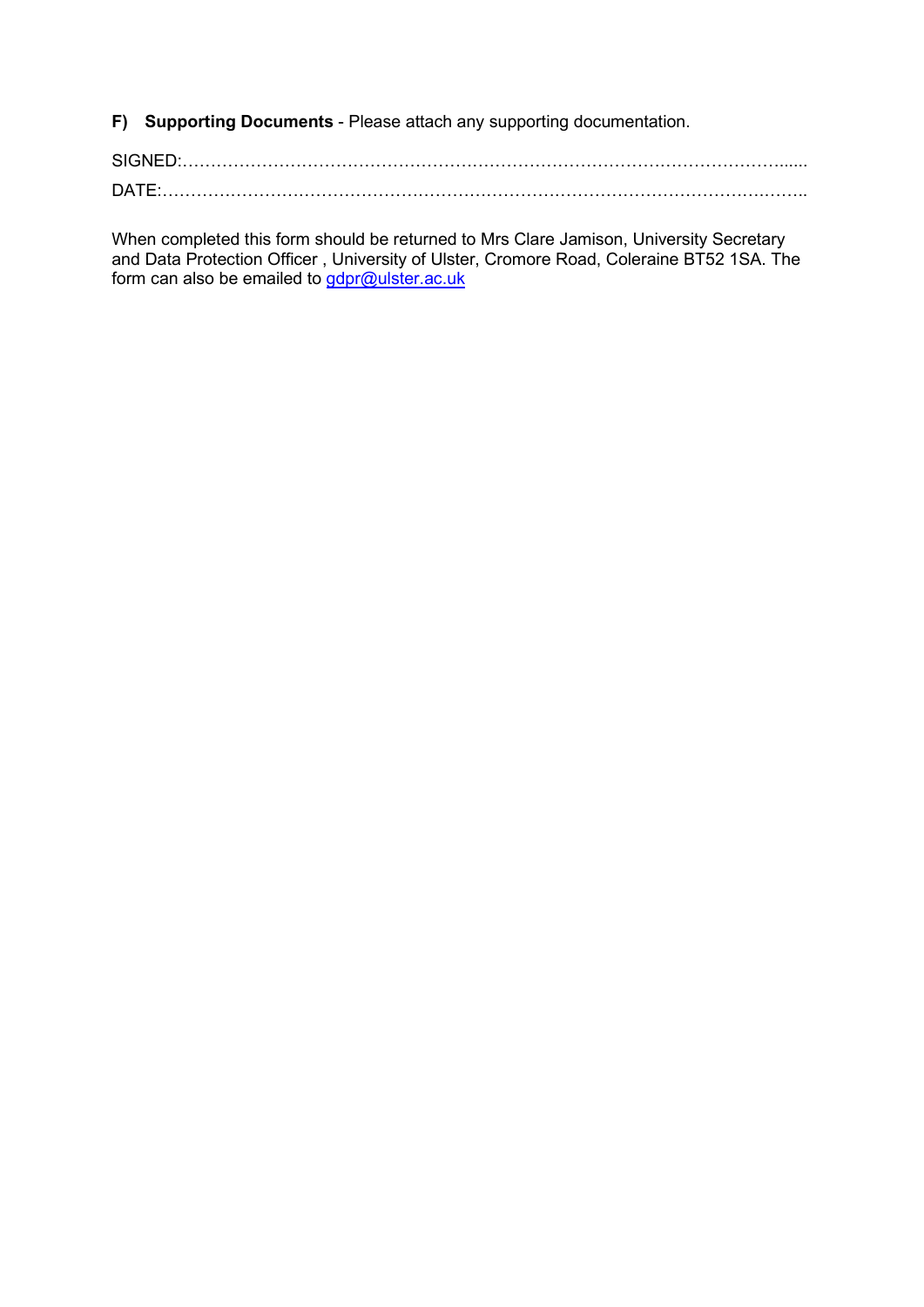**F) Supporting Documents** - Please attach any supporting documentation.

SIGNED:……………………………………………………………………………………………......

DATE:……………………………………………………………………………………………………..

When completed this form should be returned to Mrs Clare Jamison, University Secretary and Data Protection Officer , University of Ulster, Cromore Road, Coleraine BT52 1SA. The form can also be emailed to gdpr@ulster.ac.uk